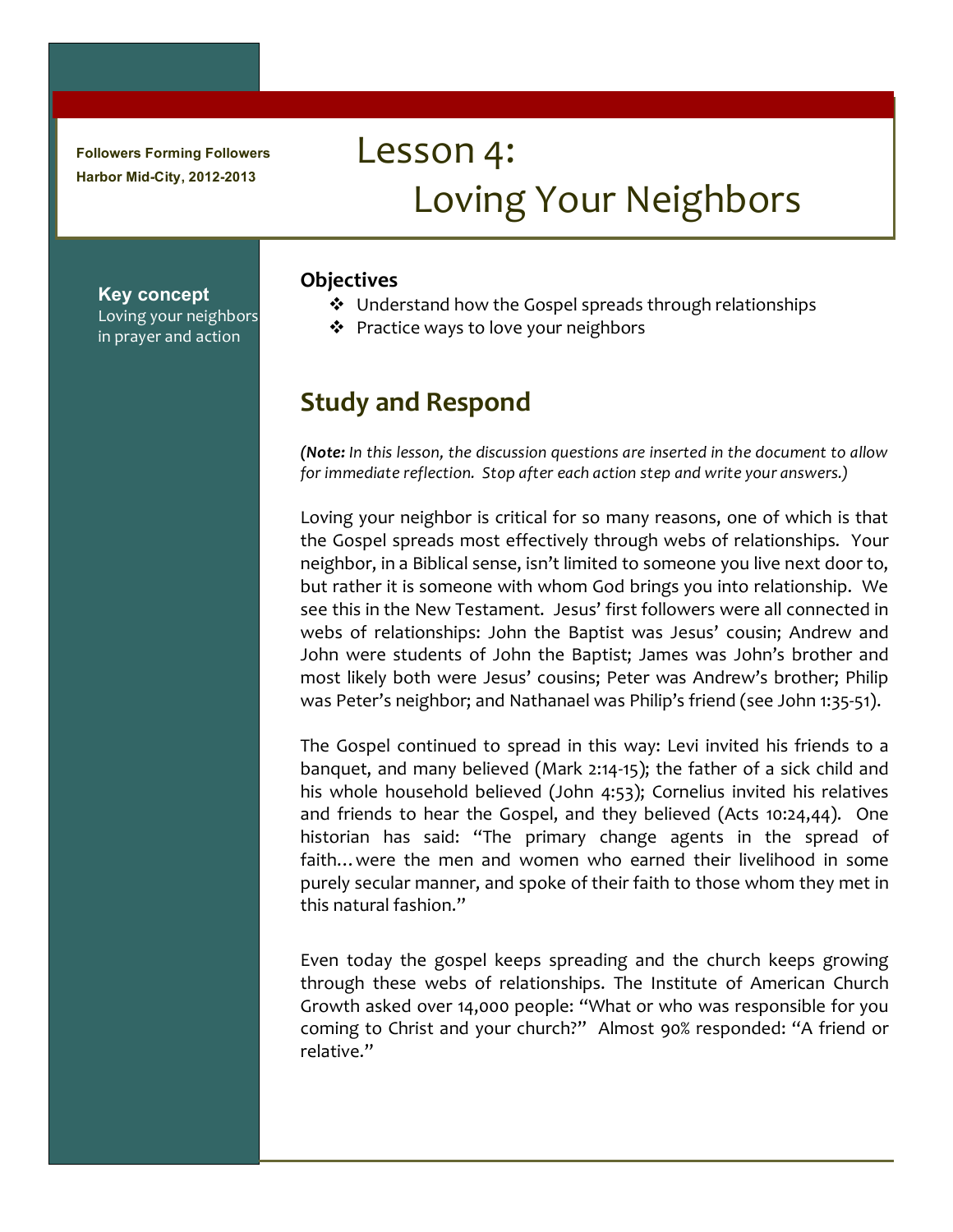Followers Forming Followers
Harbor Mid-City, 2012-2013

# Lesson 4: Loving Your Neighbors

**Key concept**
Loving your neighbors in prayer and action

### Objectives

- Understand how the Gospel spreads through relationships
- Practice ways to love your neighbors

## Study and Respond

*(**Note:** In this lesson, the discussion questions are inserted in the document to allow for immediate reflection. Stop after each action step and write your answers.)*

Loving your neighbor is critical for so many reasons, one of which is that the Gospel spreads most effectively through webs of relationships. Your neighbor, in a Biblical sense, isn't limited to someone you live next door to, but rather it is someone with whom God brings you into relationship. We see this in the New Testament. Jesus' first followers were all connected in webs of relationships: John the Baptist was Jesus' cousin; Andrew and John were students of John the Baptist; James was John's brother and most likely both were Jesus' cousins; Peter was Andrew's brother; Philip was Peter's neighbor; and Nathanael was Philip's friend (see John 1:35-51).

The Gospel continued to spread in this way: Levi invited his friends to a banquet, and many believed (Mark 2:14-15); the father of a sick child and his whole household believed (John 4:53); Cornelius invited his relatives and friends to hear the Gospel, and they believed (Acts 10:24,44). One historian has said: "The primary change agents in the spread of faith…were the men and women who earned their livelihood in some purely secular manner, and spoke of their faith to those whom they met in this natural fashion."

Even today the gospel keeps spreading and the church keeps growing through these webs of relationships. The Institute of American Church Growth asked over 14,000 people: "What or who was responsible for you coming to Christ and your church?" Almost 90% responded: "A friend or relative."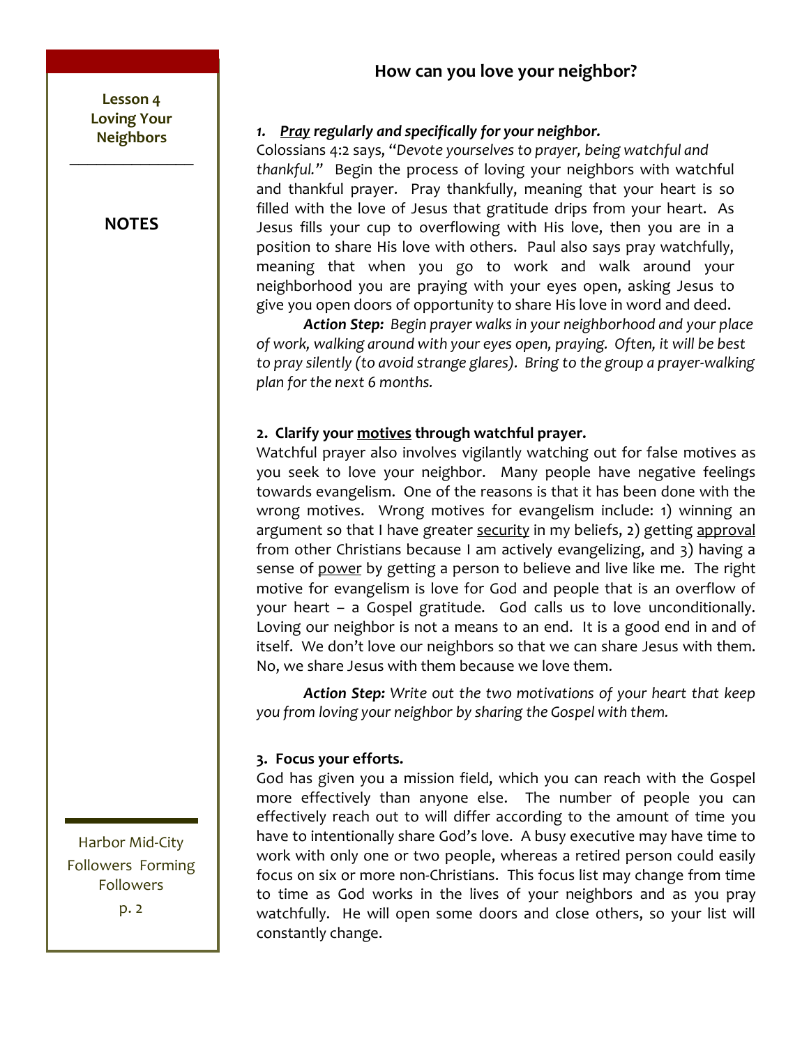# How can you love your neighbor?

### 1. <u>*Pray*</u> *regularly and specifically for your neighbor.*

Colossians 4:2 says, "*Devote yourselves to prayer, being watchful and thankful.*" Begin the process of loving your neighbors with watchful and thankful prayer. Pray thankfully, meaning that your heart is so filled with the love of Jesus that gratitude drips from your heart. As Jesus fills your cup to overflowing with His love, then you are in a position to share His love with others. Paul also says pray watchfully, meaning that when you go to work and walk around your neighborhood you are praying with your eyes open, asking Jesus to give you open doors of opportunity to share His love in word and deed.

***Action Step:*** *Begin prayer walks in your neighborhood and your place of work, walking around with your eyes open, praying. Often, it will be best to pray silently (to avoid strange glares). Bring to the group a prayer-walking plan for the next 6 months.*

### 2. Clarify your <u>motives</u> through watchful prayer.

Watchful prayer also involves vigilantly watching out for false motives as you seek to love your neighbor. Many people have negative feelings towards evangelism. One of the reasons is that it has been done with the wrong motives. Wrong motives for evangelism include: 1) winning an argument so that I have greater <u>security</u> in my beliefs, 2) getting <u>approval</u> from other Christians because I am actively evangelizing, and 3) having a sense of <u>power</u> by getting a person to believe and live like me. The right motive for evangelism is love for God and people that is an overflow of your heart – a Gospel gratitude. God calls us to love unconditionally. Loving our neighbor is not a means to an end. It is a good end in and of itself. We don't love our neighbors so that we can share Jesus with them. No, we share Jesus with them because we love them.

***Action Step:*** *Write out the two motivations of your heart that keep you from loving your neighbor by sharing the Gospel with them.*

### 3. Focus your efforts.

God has given you a mission field, which you can reach with the Gospel more effectively than anyone else. The number of people you can effectively reach out to will differ according to the amount of time you have to intentionally share God's love. A busy executive may have time to work with only one or two people, whereas a retired person could easily focus on six or more non-Christians. This focus list may change from time to time as God works in the lives of your neighbors and as you pray watchfully. He will open some doors and close others, so your list will constantly change.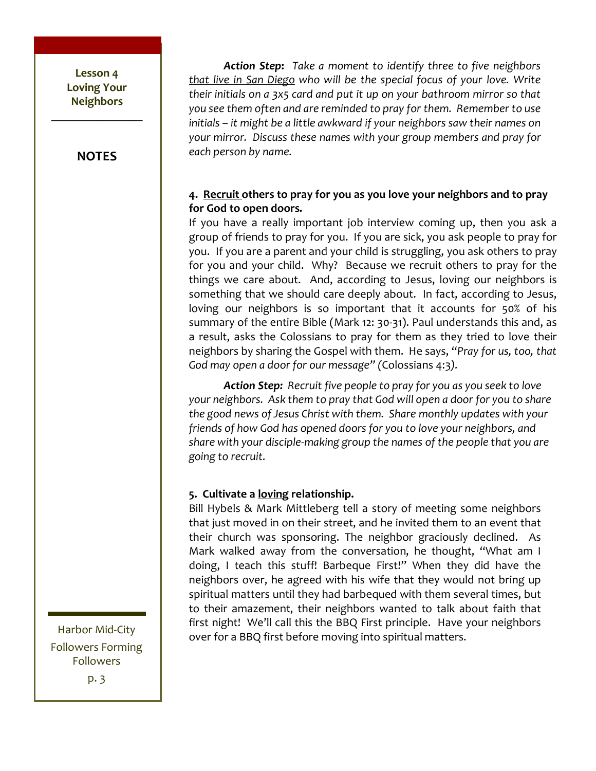***Action Step:*** *Take a moment to identify three to five neighbors <u>that live in San Diego</u> who will be the special focus of your love. Write their initials on a 3x5 card and put it up on your bathroom mirror so that you see them often and are reminded to pray for them. Remember to use initials – it might be a little awkward if your neighbors saw their names on your mirror. Discuss these names with your group members and pray for each person by name.*

**4. <u>Recruit</u> others to pray for you as you love your neighbors and to pray for God to open doors.**

If you have a really important job interview coming up, then you ask a group of friends to pray for you. If you are sick, you ask people to pray for you. If you are a parent and your child is struggling, you ask others to pray for you and your child. Why? Because we recruit others to pray for the things we care about. And, according to Jesus, loving our neighbors is something that we should care deeply about. In fact, according to Jesus, loving our neighbors is so important that it accounts for 50% of his summary of the entire Bible (Mark 12: 30-31). Paul understands this and, as a result, asks the Colossians to pray for them as they tried to love their neighbors by sharing the Gospel with them. He says, "*Pray for us, too, that God may open a door for our message"* (Colossians 4:3*).*

***Action Step:*** *Recruit five people to pray for you as you seek to love your neighbors. Ask them to pray that God will open a door for you to share the good news of Jesus Christ with them. Share monthly updates with your friends of how God has opened doors for you to love your neighbors, and share with your disciple-making group the names of the people that you are going to recruit.*

**5. Cultivate a <u>loving</u> relationship.**

Bill Hybels & Mark Mittleberg tell a story of meeting some neighbors that just moved in on their street, and he invited them to an event that their church was sponsoring. The neighbor graciously declined. As Mark walked away from the conversation, he thought, "What am I doing, I teach this stuff! Barbeque First!" When they did have the neighbors over, he agreed with his wife that they would not bring up spiritual matters until they had barbequed with them several times, but to their amazement, their neighbors wanted to talk about faith that first night! We'll call this the BBQ First principle. Have your neighbors over for a BBQ first before moving into spiritual matters.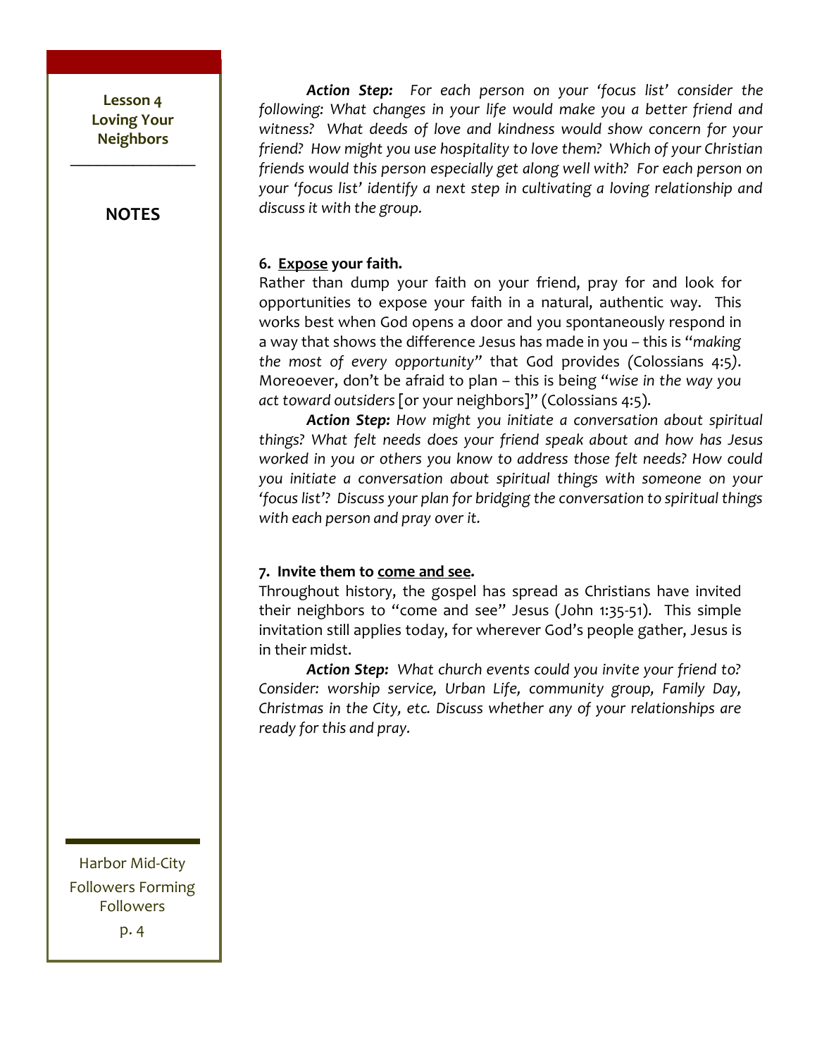**Lesson 4**
**Loving Your Neighbors**

**NOTES**

***Action Step:*** *For each person on your 'focus list' consider the following: What changes in your life would make you a better friend and witness? What deeds of love and kindness would show concern for your friend? How might you use hospitality to love them? Which of your Christian friends would this person especially get along well with? For each person on your 'focus list' identify a next step in cultivating a loving relationship and discuss it with the group.*

**6. <u>Expose</u> your faith.**

Rather than dump your faith on your friend, pray for and look for opportunities to expose your faith in a natural, authentic way. This works best when God opens a door and you spontaneously respond in a way that shows the difference Jesus has made in you – this is "*making the most of every opportunity*" that God provides (Colossians 4:5). Moreoever, don't be afraid to plan – this is being "*wise in the way you act toward outsiders* [or your neighbors]" (Colossians 4:5).

***Action Step:*** *How might you initiate a conversation about spiritual things? What felt needs does your friend speak about and how has Jesus worked in you or others you know to address those felt needs? How could you initiate a conversation about spiritual things with someone on your 'focus list'? Discuss your plan for bridging the conversation to spiritual things with each person and pray over it.*

**7. Invite them to <u>come and see</u>.**

Throughout history, the gospel has spread as Christians have invited their neighbors to "come and see" Jesus (John 1:35-51). This simple invitation still applies today, for wherever God's people gather, Jesus is in their midst.

***Action Step:*** *What church events could you invite your friend to? Consider: worship service, Urban Life, community group, Family Day, Christmas in the City, etc. Discuss whether any of your relationships are ready for this and pray.*

Harbor Mid-City
Followers Forming Followers